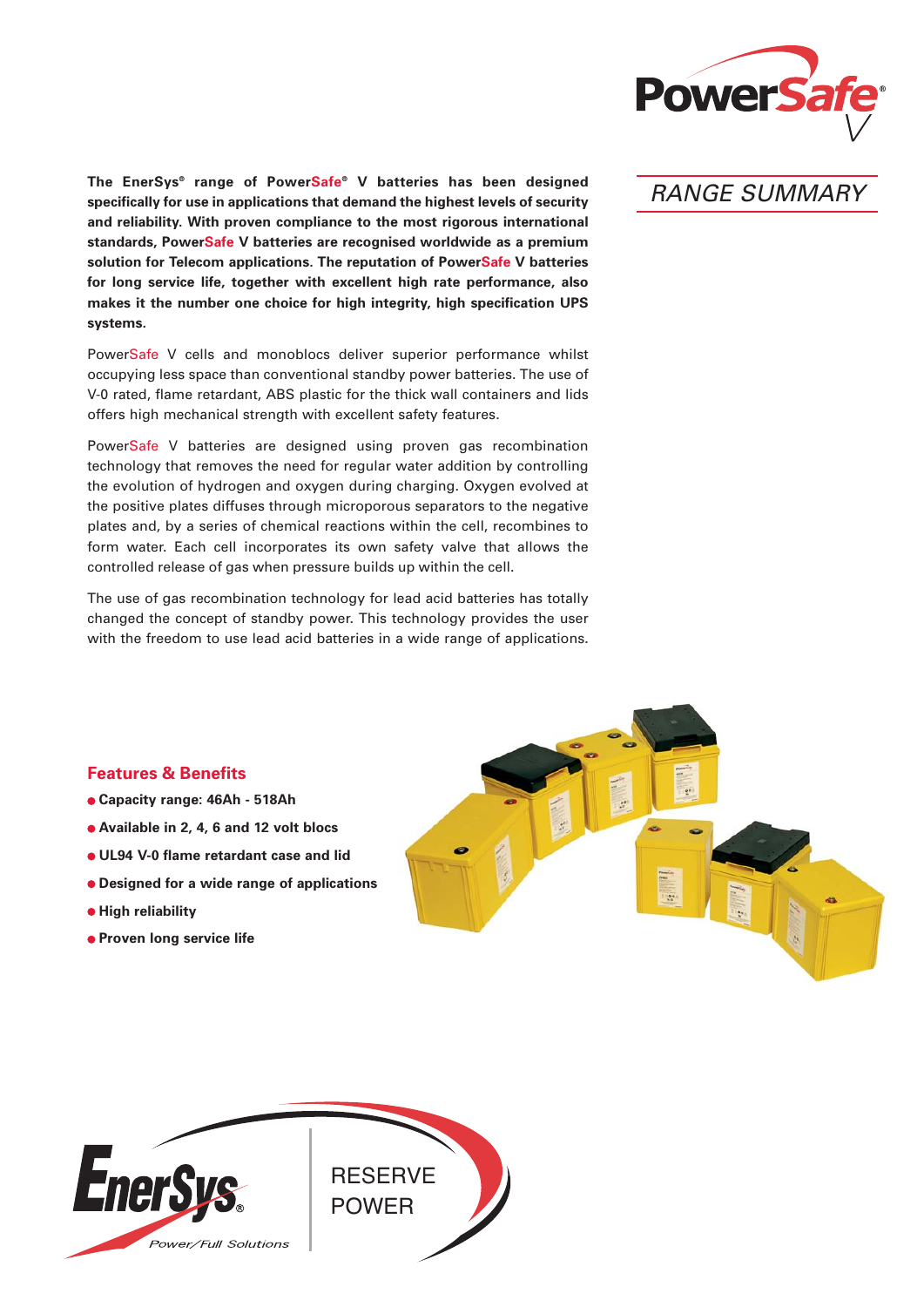# PowerSafe® V

## RANGE SUMMARY

**The EnerSys® range of PowerSafe® V batteries has been designed specifically for use in applications that demand the highest levels of security and reliability. With proven compliance to the most rigorous international standards, PowerSafe V batteries are recognised worldwide as a premium solution for Telecom applications. The reputation of PowerSafe V batteries for long service life, together with excellent high rate performance, also makes it the number one choice for high integrity, high specification UPS systems.**

PowerSafe V cells and monoblocs deliver superior performance whilst occupying less space than conventional standby power batteries. The use of V-0 rated, flame retardant, ABS plastic for the thick wall containers and lids offers high mechanical strength with excellent safety features.

PowerSafe V batteries are designed using proven gas recombination technology that removes the need for regular water addition by controlling the evolution of hydrogen and oxygen during charging. Oxygen evolved at the positive plates diffuses through microporous separators to the negative plates and, by a series of chemical reactions within the cell, recombines to form water. Each cell incorporates its own safety valve that allows the controlled release of gas when pressure builds up within the cell.

The use of gas recombination technology for lead acid batteries has totally changed the concept of standby power. This technology provides the user with the freedom to use lead acid batteries in a wide range of applications.

### Features & Benefits

- **Capacity range: 46Ah - 518Ah**
- **Available in 2, 4, 6 and 12 volt blocs**
- **UL94 V-0 flame retardant case and lid**
- **Designed for a wide range of applications**
- **High reliability**
- **Proven long service life**

EnerSys® *Power/Full Solutions*

RESERVE POWER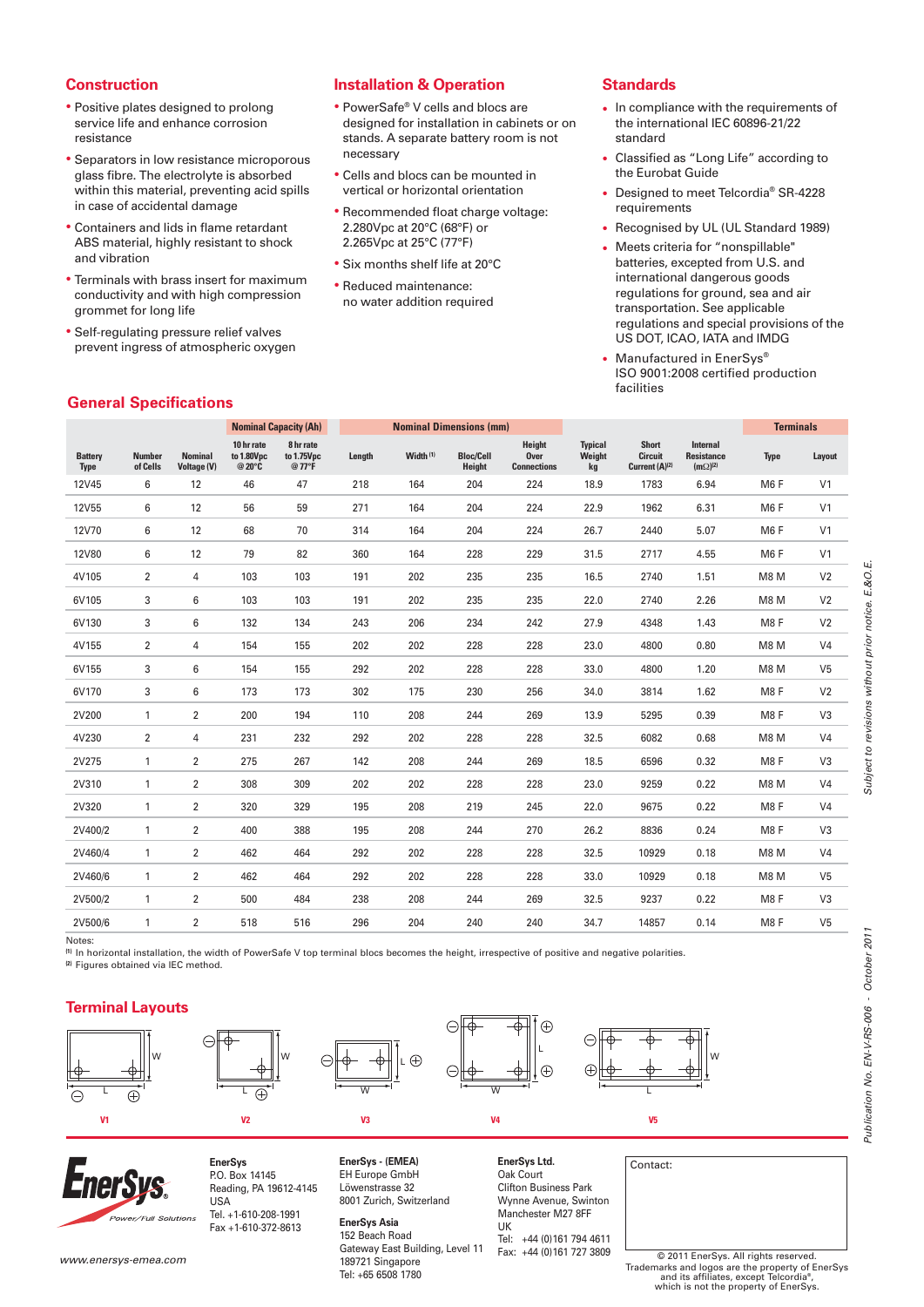## Construction

- Positive plates designed to prolong service life and enhance corrosion resistance
- Separators in low resistance microporous glass fibre. The electrolyte is absorbed within this material, preventing acid spills in case of accidental damage
- Containers and lids in flame retardant ABS material, highly resistant to shock and vibration
- Terminals with brass insert for maximum conductivity and with high compression grommet for long life
- Self-regulating pressure relief valves prevent ingress of atmospheric oxygen

## Installation & Operation

- PowerSafe® V cells and blocs are designed for installation in cabinets or on stands. A separate battery room is not necessary
- Cells and blocs can be mounted in vertical or horizontal orientation
- Recommended float charge voltage: 2.280Vpc at 20°C (68°F) or 2.265Vpc at 25°C (77°F)
- Six months shelf life at 20°C
- Reduced maintenance: no water addition required

## Standards

- In compliance with the requirements of the international IEC 60896-21/22 standard
- Classified as “Long Life” according to the Eurobat Guide
- Designed to meet Telcordia® SR-4228 requirements
- Recognised by UL (UL Standard 1989)
- Meets criteria for “nonspillable” batteries, excepted from U.S. and international dangerous goods regulations for ground, sea and air transportation. See applicable regulations and special provisions of the US DOT, ICAO, IATA and IMDG
- Manufactured in EnerSys® ISO 9001:2008 certified production facilities

## General Specifications

| | | | Nominal Capacity (Ah) | | Nominal Dimensions (mm) | | | | | | | Terminals | |
|---|---|---|---|---|---|---|---|---|---|---|---|---|---|
| Battery Type | Number of Cells | Nominal Voltage (V) | 10 hr rate to 1.80Vpc @ 20°C | 8 hr rate to 1.75Vpc @ 77°F | Length | Width [1] | Bloc/Cell Height | Height Over Connections | Typical Weight kg | Short Circuit Current (A)[2] | Internal Resistance (mΩ)[2] | Type | Layout |
| 12V45 | 6 | 12 | 46 | 47 | 218 | 164 | 204 | 224 | 18.9 | 1783 | 6.94 | M6 F | V1 |
| 12V55 | 6 | 12 | 56 | 59 | 271 | 164 | 204 | 224 | 22.9 | 1962 | 6.31 | M6 F | V1 |
| 12V70 | 6 | 12 | 68 | 70 | 314 | 164 | 204 | 224 | 26.7 | 2440 | 5.07 | M6 F | V1 |
| 12V80 | 6 | 12 | 79 | 82 | 360 | 164 | 228 | 229 | 31.5 | 2717 | 4.55 | M6 F | V1 |
| 4V105 | 2 | 4 | 103 | 103 | 191 | 202 | 235 | 235 | 16.5 | 2740 | 1.51 | M8 M | V2 |
| 6V105 | 3 | 6 | 103 | 103 | 191 | 202 | 235 | 235 | 22.0 | 2740 | 2.26 | M8 M | V2 |
| 6V130 | 3 | 6 | 132 | 134 | 243 | 206 | 234 | 242 | 27.9 | 4348 | 1.43 | M8 F | V2 |
| 4V155 | 2 | 4 | 154 | 155 | 202 | 202 | 228 | 228 | 23.0 | 4800 | 0.80 | M8 M | V4 |
| 6V155 | 3 | 6 | 154 | 155 | 292 | 202 | 228 | 228 | 33.0 | 4800 | 1.20 | M8 M | V5 |
| 6V170 | 3 | 6 | 173 | 173 | 302 | 175 | 230 | 256 | 34.0 | 3814 | 1.62 | M8 F | V2 |
| 2V200 | 1 | 2 | 200 | 194 | 110 | 208 | 244 | 269 | 13.9 | 5295 | 0.39 | M8 F | V3 |
| 4V230 | 2 | 4 | 231 | 232 | 292 | 202 | 228 | 228 | 32.5 | 6082 | 0.68 | M8 M | V4 |
| 2V275 | 1 | 2 | 275 | 267 | 142 | 208 | 244 | 269 | 18.5 | 6596 | 0.32 | M8 F | V3 |
| 2V310 | 1 | 2 | 308 | 309 | 202 | 202 | 228 | 228 | 23.0 | 9259 | 0.22 | M8 M | V4 |
| 2V320 | 1 | 2 | 320 | 329 | 195 | 208 | 219 | 245 | 22.0 | 9675 | 0.22 | M8 F | V4 |
| 2V400/2 | 1 | 2 | 400 | 388 | 195 | 208 | 244 | 270 | 26.2 | 8836 | 0.24 | M8 F | V3 |
| 2V460/4 | 1 | 2 | 462 | 464 | 292 | 202 | 228 | 228 | 32.5 | 10929 | 0.18 | M8 M | V4 |
| 2V460/6 | 1 | 2 | 462 | 464 | 292 | 202 | 228 | 228 | 33.0 | 10929 | 0.18 | M8 M | V5 |
| 2V500/2 | 1 | 2 | 500 | 484 | 238 | 208 | 244 | 269 | 32.5 | 9237 | 0.22 | M8 F | V3 |
| 2V500/6 | 1 | 2 | 518 | 516 | 296 | 204 | 240 | 240 | 34.7 | 14857 | 0.14 | M8 F | V5 |

Notes:
[1] In horizontal installation, the width of PowerSafe V top terminal blocs becomes the height, irrespective of positive and negative polarities.
[2] Figures obtained via IEC method.

## Terminal Layouts

V1 V2 V3 V4 V5

*Subject to revisions without prior notice. E.&O.E.*

*Publication No. EN-V-RS-006 - October 2011*

**EnerSys**
P.O. Box 14145
Reading, PA 19612-4145
USA
Tel. +1-610-208-1991
Fax +1-610-372-8613

**EnerSys - (EMEA)**
EH Europe GmbH
Löwenstrasse 32
8001 Zurich, Switzerland

**EnerSys Asia**
152 Beach Road
Gateway East Building, Level 11
189721 Singapore
Tel: +65 6508 1780

**EnerSys Ltd.**
Oak Court
Clifton Business Park
Wynne Avenue, Swinton
Manchester M27 8FF
UK
Tel: +44 (0)161 794 4611
Fax: +44 (0)161 727 3809

Contact:

www.enersys-emea.com

© 2011 EnerSys. All rights reserved.
Trademarks and logos are the property of EnerSys and its affiliates, except Telcordia®, which is not the property of EnerSys.